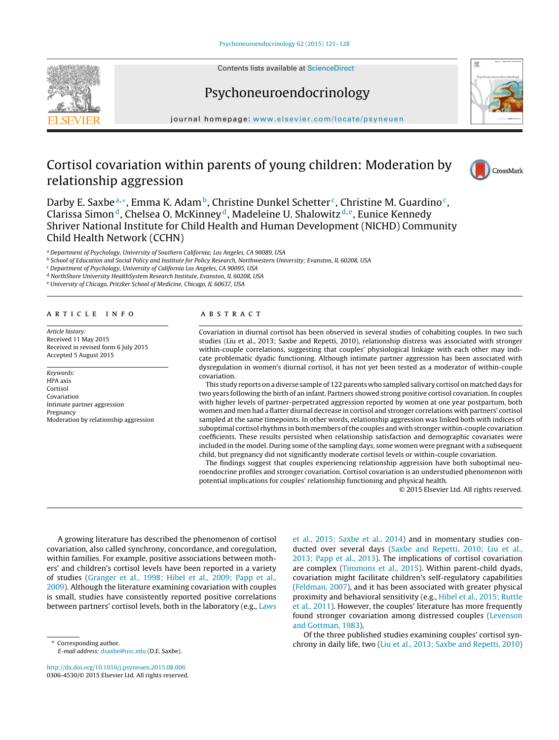# Cortisol covariation within parents of young children: Moderation by relationship aggression

Darby E. Saxbe[a,*], Emma K. Adam[b], Christine Dunkel Schetter[c], Christine M. Guardino[c], Clarissa Simon[d], Chelsea O. McKinney[d], Madeleine U. Shalowitz[d,e], Eunice Kennedy Shriver National Institute for Child Health and Human Development (NICHD) Community Child Health Network (CCHN)

[a] Department of Psychology, University of Southern California; Los Angeles, CA 90089, USA
[b] School of Education and Social Policy and Institute for Policy Research, Northwestern University; Evanston, IL 60208, USA
[c] Department of Psychology, University of California Los Angeles, CA 90095, USA
[d] NorthShore University HealthSystem Research Institute, Evanston, IL 60208, USA
[e] University of Chicago, Pritzker School of Medicine, Chicago, IL 60637, USA

## ARTICLE INFO

*Article history:*
Received 11 May 2015
Received in revised form 6 July 2015
Accepted 5 August 2015

*Keywords:*
HPA axis
Cortisol
Covariation
Intimate partner aggression
Pregnancy
Moderation by relationship aggression

## ABSTRACT

Covariation in diurnal cortisol has been observed in several studies of cohabiting couples. In two such studies (Liu et al., 2013; Saxbe and Repetti, 2010), relationship distress was associated with stronger within-couple correlations, suggesting that couples' physiological linkage with each other may indicate problematic dyadic functioning. Although intimate partner aggression has been associated with dysregulation in women's diurnal cortisol, it has not yet been tested as a moderator of within-couple covariation.

This study reports on a diverse sample of 122 parents who sampled salivary cortisol on matched days for two years following the birth of an infant. Partners showed strong positive cortisol covariation. In couples with higher levels of partner-perpetrated aggression reported by women at one year postpartum, both women and men had a flatter diurnal decrease in cortisol and stronger correlations with partners' cortisol sampled at the same timepoints. In other words, relationship aggression was linked both with indices of suboptimal cortisol rhythms in both members of the couples and with stronger within-couple covariation coefficients. These results persisted when relationship satisfaction and demographic covariates were included in the model. During some of the sampling days, some women were pregnant with a subsequent child, but pregnancy did not significantly moderate cortisol levels or within-couple covariation.

The findings suggest that couples experiencing relationship aggression have both suboptimal neuroendocrine profiles and stronger covariation. Cortisol covariation is an understudied phenomenon with potential implications for couples' relationship functioning and physical health.

© 2015 Elsevier Ltd. All rights reserved.

A growing literature has described the phenomenon of cortisol covariation, also called synchrony, concordance, and coregulation, within families. For example, positive associations between mothers' and children's cortisol levels have been reported in a variety of studies (Granger et al., 1998; Hibel et al., 2009; Papp et al., 2009). Although the literature examining covariation with couples is small, studies have consistently reported positive correlations between partners' cortisol levels, both in the laboratory (e.g., Laws et al., 2015; Saxbe et al., 2014) and in momentary studies conducted over several days (Saxbe and Repetti, 2010; Liu et al., 2013; Papp et al., 2013). The implications of cortisol covariation are complex (Timmons et al., 2015). Within parent-child dyads, covariation might facilitate children's self-regulatory capabilities (Feldman, 2007), and it has been associated with greater physical proximity and behavioral sensitivity (e.g., Hibel et al., 2015; Ruttle et al., 2011). However, the couples' literature has more frequently found stronger covariation among distressed couples (Levenson and Gottman, 1983).

Of the three published studies examining couples' cortisol synchrony in daily life, two (Liu et al., 2013; Saxbe and Repetti, 2010)

* Corresponding author.
*E-mail address:* dsaxbe@usc.edu (D.E. Saxbe).

http://dx.doi.org/10.1016/j.psyneuen.2015.08.006
0306-4530/© 2015 Elsevier Ltd. All rights reserved.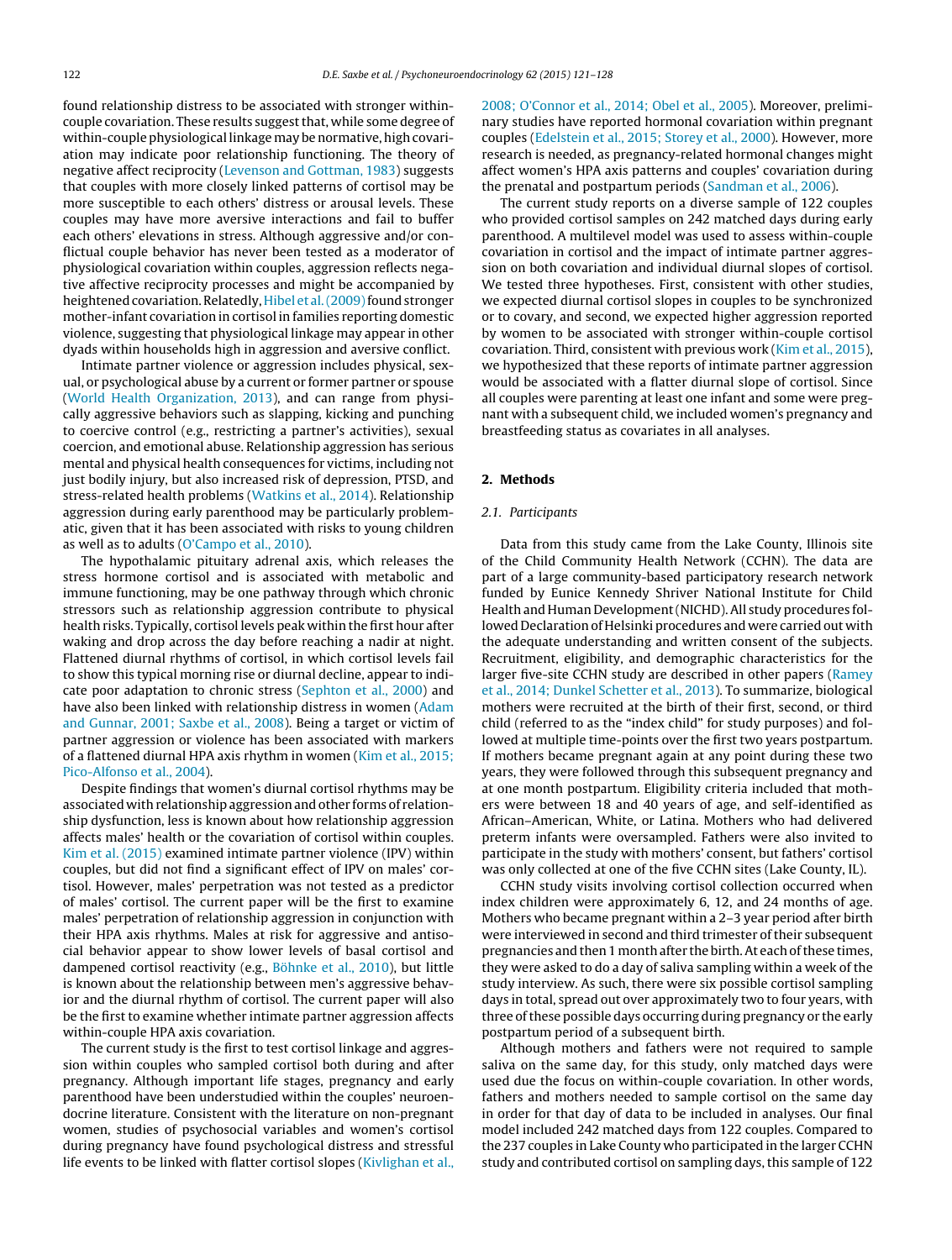found relationship distress to be associated with stronger within-couple covariation. These results suggest that, while some degree of within-couple physiological linkage may be normative, high covariation may indicate poor relationship functioning. The theory of negative affect reciprocity (Levenson and Gottman, 1983) suggests that couples with more closely linked patterns of cortisol may be more susceptible to each others' distress or arousal levels. These couples may have more aversive interactions and fail to buffer each others' elevations in stress. Although aggressive and/or conflictual couple behavior has never been tested as a moderator of physiological covariation within couples, aggression reflects negative affective reciprocity processes and might be accompanied by heightened covariation. Relatedly, Hibel et al. (2009) found stronger mother-infant covariation in cortisol in families reporting domestic violence, suggesting that physiological linkage may appear in other dyads within households high in aggression and aversive conflict.

Intimate partner violence or aggression includes physical, sexual, or psychological abuse by a current or former partner or spouse (World Health Organization, 2013), and can range from physically aggressive behaviors such as slapping, kicking and punching to coercive control (e.g., restricting a partner's activities), sexual coercion, and emotional abuse. Relationship aggression has serious mental and physical health consequences for victims, including not just bodily injury, but also increased risk of depression, PTSD, and stress-related health problems (Watkins et al., 2014). Relationship aggression during early parenthood may be particularly problematic, given that it has been associated with risks to young children as well as to adults (O'Campo et al., 2010).

The hypothalamic pituitary adrenal axis, which releases the stress hormone cortisol and is associated with metabolic and immune functioning, may be one pathway through which chronic stressors such as relationship aggression contribute to physical health risks. Typically, cortisol levels peak within the first hour after waking and drop across the day before reaching a nadir at night. Flattened diurnal rhythms of cortisol, in which cortisol levels fail to show this typical morning rise or diurnal decline, appear to indicate poor adaptation to chronic stress (Sephton et al., 2000) and have also been linked with relationship distress in women (Adam and Gunnar, 2001; Saxbe et al., 2008). Being a target or victim of partner aggression or violence has been associated with markers of a flattened diurnal HPA axis rhythm in women (Kim et al., 2015; Pico-Alfonso et al., 2004).

Despite findings that women's diurnal cortisol rhythms may be associated with relationship aggression and other forms of relationship dysfunction, less is known about how relationship aggression affects males' health or the covariation of cortisol within couples. Kim et al. (2015) examined intimate partner violence (IPV) within couples, but did not find a significant effect of IPV on males' cortisol. However, males' perpetration was not tested as a predictor of males' cortisol. The current paper will be the first to examine males' perpetration of relationship aggression in conjunction with their HPA axis rhythms. Males at risk for aggressive and antisocial behavior appear to show lower levels of basal cortisol and dampened cortisol reactivity (e.g., Böhnke et al., 2010), but little is known about the relationship between men's aggressive behavior and the diurnal rhythm of cortisol. The current paper will also be the first to examine whether intimate partner aggression affects within-couple HPA axis covariation.

The current study is the first to test cortisol linkage and aggression within couples who sampled cortisol both during and after pregnancy. Although important life stages, pregnancy and early parenthood have been understudied within the couples' neuroendocrine literature. Consistent with the literature on non-pregnant women, studies of psychosocial variables and women's cortisol during pregnancy have found psychological distress and stressful life events to be linked with flatter cortisol slopes (Kivlighan et al., 2008; O'Connor et al., 2014; Obel et al., 2005). Moreover, preliminary studies have reported hormonal covariation within pregnant couples (Edelstein et al., 2015; Storey et al., 2000). However, more research is needed, as pregnancy-related hormonal changes might affect women's HPA axis patterns and couples' covariation during the prenatal and postpartum periods (Sandman et al., 2006).

The current study reports on a diverse sample of 122 couples who provided cortisol samples on 242 matched days during early parenthood. A multilevel model was used to assess within-couple covariation in cortisol and the impact of intimate partner aggression on both covariation and individual diurnal slopes of cortisol. We tested three hypotheses. First, consistent with other studies, we expected diurnal cortisol slopes in couples to be synchronized or to covary, and second, we expected higher aggression reported by women to be associated with stronger within-couple cortisol covariation. Third, consistent with previous work (Kim et al., 2015), we hypothesized that these reports of intimate partner aggression would be associated with a flatter diurnal slope of cortisol. Since all couples were parenting at least one infant and some were pregnant with a subsequent child, we included women's pregnancy and breastfeeding status as covariates in all analyses.

## 2. Methods

### 2.1. Participants

Data from this study came from the Lake County, Illinois site of the Child Community Health Network (CCHN). The data are part of a large community-based participatory research network funded by Eunice Kennedy Shriver National Institute for Child Health and Human Development (NICHD). All study procedures followed Declaration of Helsinki procedures and were carried out with the adequate understanding and written consent of the subjects. Recruitment, eligibility, and demographic characteristics for the larger five-site CCHN study are described in other papers (Ramey et al., 2014; Dunkel Schetter et al., 2013). To summarize, biological mothers were recruited at the birth of their first, second, or third child (referred to as the "index child" for study purposes) and followed at multiple time-points over the first two years postpartum. If mothers became pregnant again at any point during these two years, they were followed through this subsequent pregnancy and at one month postpartum. Eligibility criteria included that mothers were between 18 and 40 years of age, and self-identified as African–American, White, or Latina. Mothers who had delivered preterm infants were oversampled. Fathers were also invited to participate in the study with mothers' consent, but fathers' cortisol was only collected at one of the five CCHN sites (Lake County, IL).

CCHN study visits involving cortisol collection occurred when index children were approximately 6, 12, and 24 months of age. Mothers who became pregnant within a 2–3 year period after birth were interviewed in second and third trimester of their subsequent pregnancies and then 1 month after the birth. At each of these times, they were asked to do a day of saliva sampling within a week of the study interview. As such, there were six possible cortisol sampling days in total, spread out over approximately two to four years, with three of these possible days occurring during pregnancy or the early postpartum period of a subsequent birth.

Although mothers and fathers were not required to sample saliva on the same day, for this study, only matched days were used due the focus on within-couple covariation. In other words, fathers and mothers needed to sample cortisol on the same day in order for that day of data to be included in analyses. Our final model included 242 matched days from 122 couples. Compared to the 237 couples in Lake County who participated in the larger CCHN study and contributed cortisol on sampling days, this sample of 122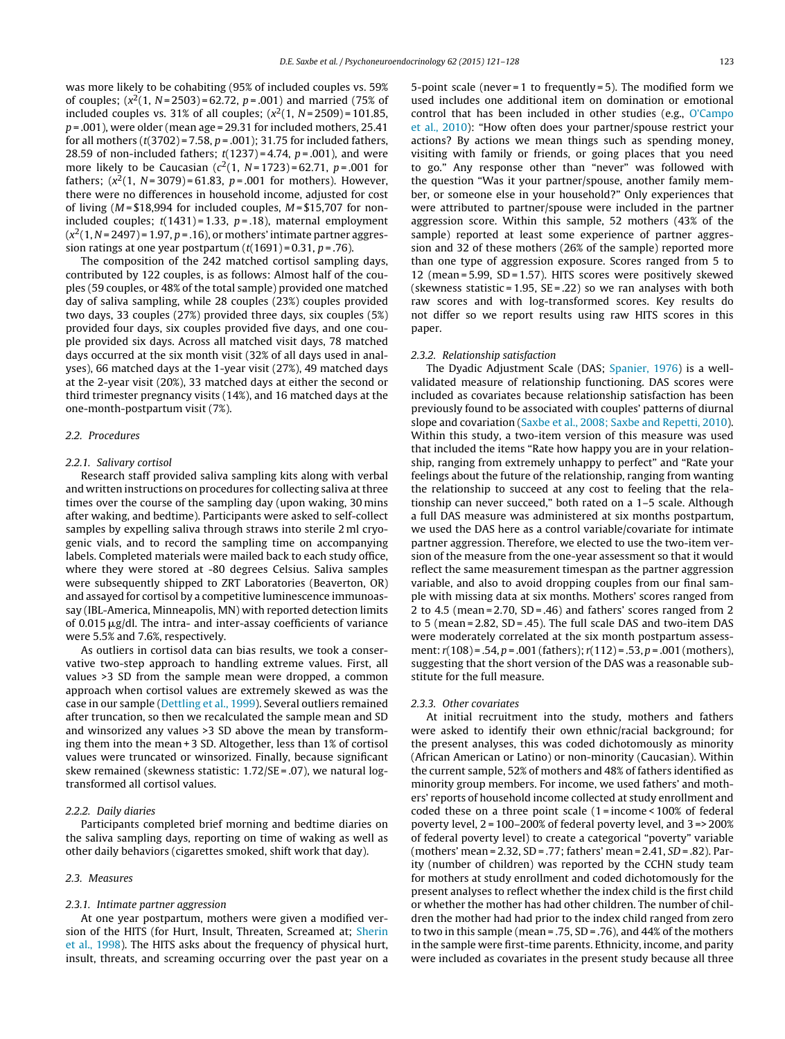was more likely to be cohabiting (95% of included couples vs. 59% of couples; ($x^2$(1, $N$ = 2503) = 62.72, $p$ = .001) and married (75% of included couples vs. 31% of all couples; ($x^2$(1, $N$ = 2509) = 101.85, $p$ = .001), were older (mean age = 29.31 for included mothers, 25.41 for all mothers ($t$(3702) = 7.58, $p$ = .001); 31.75 for included fathers, 28.59 of non-included fathers; $t$(1237) = 4.74, $p$ = .001), and were more likely to be Caucasian ($c^2$(1, $N$ = 1723) = 62.71, $p$ = .001 for fathers; ($x^2$(1, $N$ = 3079) = 61.83, $p$ = .001 for mothers). However, there were no differences in household income, adjusted for cost of living ($M$ = \$18,994 for included couples, $M$ = \$15,707 for non-included couples; $t$(1431) = 1.33, $p$ = .18), maternal employment ($x^2$(1, $N$ = 2497) = 1.97, $p$ = .16), or mothers' intimate partner aggression ratings at one year postpartum ($t$(1691) = 0.31, $p$ = .76).

The composition of the 242 matched cortisol sampling days, contributed by 122 couples, is as follows: Almost half of the couples (59 couples, or 48% of the total sample) provided one matched day of saliva sampling, while 28 couples (23%) couples provided two days, 33 couples (27%) provided three days, six couples (5%) provided four days, six couples provided five days, and one couple provided six days. Across all matched visit days, 78 matched days occurred at the six month visit (32% of all days used in analyses), 66 matched days at the 1-year visit (27%), 49 matched days at the 2-year visit (20%), 33 matched days at either the second or third trimester pregnancy visits (14%), and 16 matched days at the one-month-postpartum visit (7%).

## 2.2. Procedures

### 2.2.1. Salivary cortisol

Research staff provided saliva sampling kits along with verbal and written instructions on procedures for collecting saliva at three times over the course of the sampling day (upon waking, 30 mins after waking, and bedtime). Participants were asked to self-collect samples by expelling saliva through straws into sterile 2 ml cryogenic vials, and to record the sampling time on accompanying labels. Completed materials were mailed back to each study office, where they were stored at -80 degrees Celsius. Saliva samples were subsequently shipped to ZRT Laboratories (Beaverton, OR) and assayed for cortisol by a competitive luminescence immunoassay (IBL-America, Minneapolis, MN) with reported detection limits of 0.015 μg/dl. The intra- and inter-assay coefficients of variance were 5.5% and 7.6%, respectively.

As outliers in cortisol data can bias results, we took a conservative two-step approach to handling extreme values. First, all values >3 SD from the sample mean were dropped, a common approach when cortisol values are extremely skewed as was the case in our sample (Dettling et al., 1999). Several outliers remained after truncation, so then we recalculated the sample mean and SD and winsorized any values >3 SD above the mean by transforming them into the mean + 3 SD. Altogether, less than 1% of cortisol values were truncated or winsorized. Finally, because significant skew remained (skewness statistic: 1.72/SE = .07), we natural log-transformed all cortisol values.

### 2.2.2. Daily diaries

Participants completed brief morning and bedtime diaries on the saliva sampling days, reporting on time of waking as well as other daily behaviors (cigarettes smoked, shift work that day).

## 2.3. Measures

### 2.3.1. Intimate partner aggression

At one year postpartum, mothers were given a modified version of the HITS (for Hurt, Insult, Threaten, Screamed at; Sherin et al., 1998). The HITS asks about the frequency of physical hurt, insult, threats, and screaming occurring over the past year on a 5-point scale (never = 1 to frequently = 5). The modified form we used includes one additional item on domination or emotional control that has been included in other studies (e.g., O'Campo et al., 2010): "How often does your partner/spouse restrict your actions? By actions we mean things such as spending money, visiting with family or friends, or going places that you need to go." Any response other than "never" was followed with the question "Was it your partner/spouse, another family member, or someone else in your household?" Only experiences that were attributed to partner/spouse were included in the partner aggression score. Within this sample, 52 mothers (43% of the sample) reported at least some experience of partner aggression and 32 of these mothers (26% of the sample) reported more than one type of aggression exposure. Scores ranged from 5 to 12 (mean = 5.99, SD = 1.57). HITS scores were positively skewed (skewness statistic = 1.95, SE = .22) so we ran analyses with both raw scores and with log-transformed scores. Key results do not differ so we report results using raw HITS scores in this paper.

### 2.3.2. Relationship satisfaction

The Dyadic Adjustment Scale (DAS; Spanier, 1976) is a well-validated measure of relationship functioning. DAS scores were included as covariates because relationship satisfaction has been previously found to be associated with couples' patterns of diurnal slope and covariation (Saxbe et al., 2008; Saxbe and Repetti, 2010). Within this study, a two-item version of this measure was used that included the items "Rate how happy you are in your relationship, ranging from extremely unhappy to perfect" and "Rate your feelings about the future of the relationship, ranging from wanting the relationship to succeed at any cost to feeling that the relationship can never succeed," both rated on a 1–5 scale. Although a full DAS measure was administered at six months postpartum, we used the DAS here as a control variable/covariate for intimate partner aggression. Therefore, we elected to use the two-item version of the measure from the one-year assessment so that it would reflect the same measurement timespan as the partner aggression variable, and also to avoid dropping couples from our final sample with missing data at six months. Mothers' scores ranged from 2 to 4.5 (mean = 2.70, SD = .46) and fathers' scores ranged from 2 to 5 (mean = 2.82, SD = .45). The full scale DAS and two-item DAS were moderately correlated at the six month postpartum assessment: $r$(108) = .54, $p$ = .001 (fathers); $r$(112) = .53, $p$ = .001 (mothers), suggesting that the short version of the DAS was a reasonable substitute for the full measure.

### 2.3.3. Other covariates

At initial recruitment into the study, mothers and fathers were asked to identify their own ethnic/racial background; for the present analyses, this was coded dichotomously as minority (African American or Latino) or non-minority (Caucasian). Within the current sample, 52% of mothers and 48% of fathers identified as minority group members. For income, we used fathers' and mothers' reports of household income collected at study enrollment and coded these on a three point scale (1 = income < 100% of federal poverty level, 2 = 100–200% of federal poverty level, and 3 => 200% of federal poverty level) to create a categorical "poverty" variable (mothers' mean = 2.32, SD = .77; fathers' mean = 2.41, *SD* = .82). Parity (number of children) was reported by the CCHN study team for mothers at study enrollment and coded dichotomously for the present analyses to reflect whether the index child is the first child or whether the mother has had other children. The number of children the mother had had prior to the index child ranged from zero to two in this sample (mean = .75, SD = .76), and 44% of the mothers in the sample were first-time parents. Ethnicity, income, and parity were included as covariates in the present study because all three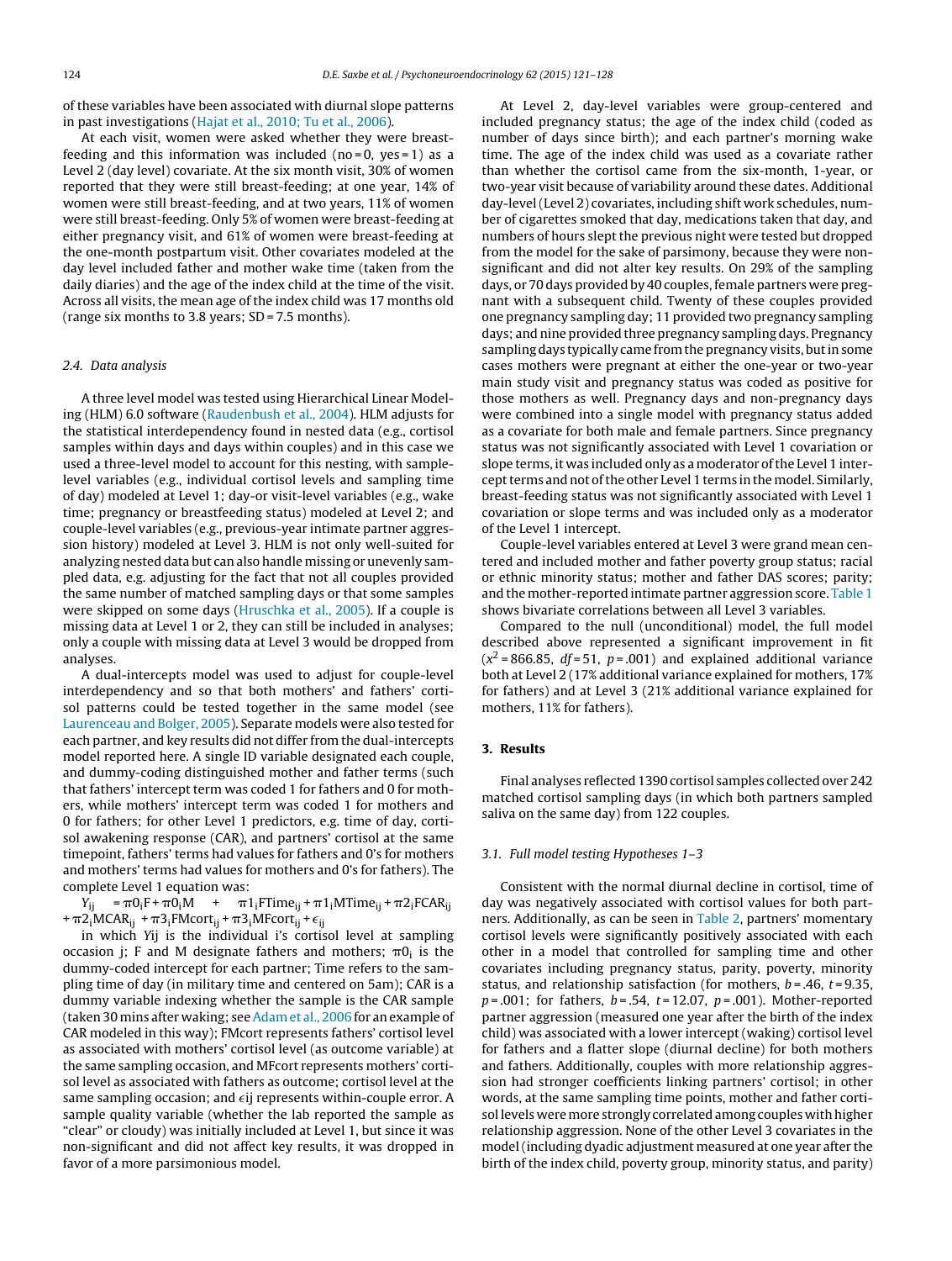of these variables have been associated with diurnal slope patterns in past investigations (Hajat et al., 2010; Tu et al., 2006).

At each visit, women were asked whether they were breast-feeding and this information was included (no = 0, yes = 1) as a Level 2 (day level) covariate. At the six month visit, 30% of women reported that they were still breast-feeding; at one year, 14% of women were still breast-feeding, and at two years, 11% of women were still breast-feeding. Only 5% of women were breast-feeding at either pregnancy visit, and 61% of women were breast-feeding at the one-month postpartum visit. Other covariates modeled at the day level included father and mother wake time (taken from the daily diaries) and the age of the index child at the time of the visit. Across all visits, the mean age of the index child was 17 months old (range six months to 3.8 years; SD = 7.5 months).

### 2.4. Data analysis

A three level model was tested using Hierarchical Linear Modeling (HLM) 6.0 software (Raudenbush et al., 2004). HLM adjusts for the statistical interdependency found in nested data (e.g., cortisol samples within days and days within couples) and in this case we used a three-level model to account for this nesting, with sample-level variables (e.g., individual cortisol levels and sampling time of day) modeled at Level 1; day-or visit-level variables (e.g., wake time; pregnancy or breastfeeding status) modeled at Level 2; and couple-level variables (e.g., previous-year intimate partner aggression history) modeled at Level 3. HLM is not only well-suited for analyzing nested data but can also handle missing or unevenly sampled data, e.g. adjusting for the fact that not all couples provided the same number of matched sampling days or that some samples were skipped on some days (Hruschka et al., 2005). If a couple is missing data at Level 1 or 2, they can still be included in analyses; only a couple with missing data at Level 3 would be dropped from analyses.

A dual-intercepts model was used to adjust for couple-level interdependency and so that both mothers' and fathers' cortisol patterns could be tested together in the same model (see Laurenceau and Bolger, 2005). Separate models were also tested for each partner, and key results did not differ from the dual-intercepts model reported here. A single ID variable designated each couple, and dummy-coding distinguished mother and father terms (such that fathers' intercept term was coded 1 for fathers and 0 for mothers, while mothers' intercept term was coded 1 for mothers and 0 for fathers; for other Level 1 predictors, e.g. time of day, cortisol awakening response (CAR), and partners' cortisol at the same timepoint, fathers' terms had values for fathers and 0's for mothers and mothers' terms had values for mothers and 0's for fathers). The complete Level 1 equation was:

$$Y_{ij} = \pi 0_i F + \pi 0_i M + \pi 1_i FTime_{ij} + \pi 1_i MTime_{ij} + \pi 2_i FCAR_{ij} + \pi 2_i MCAR_{ij} + \pi 3_i FMcort_{ij} + \pi 3_i MFcort_{ij} + \epsilon_{ij}$$

in which $Yij$ is the individual i's cortisol level at sampling occasion j; F and M designate fathers and mothers; $\pi 0_i$ is the dummy-coded intercept for each partner; Time refers to the sampling time of day (in military time and centered on 5am); CAR is a dummy variable indexing whether the sample is the CAR sample (taken 30 mins after waking; see Adam et al., 2006 for an example of CAR modeled in this way); FMcort represents fathers' cortisol level as associated with mothers' cortisol level (as outcome variable) at the same sampling occasion, and MFcort represents mothers' cortisol level as associated with fathers as outcome; cortisol level at the same sampling occasion; and $\epsilon ij$ represents within-couple error. A sample quality variable (whether the lab reported the sample as "clear" or cloudy) was initially included at Level 1, but since it was non-significant and did not affect key results, it was dropped in favor of a more parsimonious model.

At Level 2, day-level variables were group-centered and included pregnancy status; the age of the index child (coded as number of days since birth); and each partner's morning wake time. The age of the index child was used as a covariate rather than whether the cortisol came from the six-month, 1-year, or two-year visit because of variability around these dates. Additional day-level (Level 2) covariates, including shift work schedules, number of cigarettes smoked that day, medications taken that day, and numbers of hours slept the previous night were tested but dropped from the model for the sake of parsimony, because they were non-significant and did not alter key results. On 29% of the sampling days, or 70 days provided by 40 couples, female partners were pregnant with a subsequent child. Twenty of these couples provided one pregnancy sampling day; 11 provided two pregnancy sampling days; and nine provided three pregnancy sampling days. Pregnancy sampling days typically came from the pregnancy visits, but in some cases mothers were pregnant at either the one-year or two-year main study visit and pregnancy status was coded as positive for those mothers as well. Pregnancy days and non-pregnancy days were combined into a single model with pregnancy status added as a covariate for both male and female partners. Since pregnancy status was not significantly associated with Level 1 covariation or slope terms, it was included only as a moderator of the Level 1 intercept terms and not of the other Level 1 terms in the model. Similarly, breast-feeding status was not significantly associated with Level 1 covariation or slope terms and was included only as a moderator of the Level 1 intercept.

Couple-level variables entered at Level 3 were grand mean centered and included mother and father poverty group status; racial or ethnic minority status; mother and father DAS scores; parity; and the mother-reported intimate partner aggression score. Table 1 shows bivariate correlations between all Level 3 variables.

Compared to the null (unconditional) model, the full model described above represented a significant improvement in fit ($x^2$ = 866.85, $df$ = 51, $p$ = .001) and explained additional variance both at Level 2 (17% additional variance explained for mothers, 17% for fathers) and at Level 3 (21% additional variance explained for mothers, 11% for fathers).

## 3. Results

Final analyses reflected 1390 cortisol samples collected over 242 matched cortisol sampling days (in which both partners sampled saliva on the same day) from 122 couples.

### 3.1. Full model testing Hypotheses 1–3

Consistent with the normal diurnal decline in cortisol, time of day was negatively associated with cortisol values for both partners. Additionally, as can be seen in Table 2, partners' momentary cortisol levels were significantly positively associated with each other in a model that controlled for sampling time and other covariates including pregnancy status, parity, poverty, minority status, and relationship satisfaction (for mothers, $b$ = .46, $t$ = 9.35, $p$ = .001; for fathers, $b$ = .54, $t$ = 12.07, $p$ = .001). Mother-reported partner aggression (measured one year after the birth of the index child) was associated with a lower intercept (waking) cortisol level for fathers and a flatter slope (diurnal decline) for both mothers and fathers. Additionally, couples with more relationship aggression had stronger coefficients linking partners' cortisol; in other words, at the same sampling time points, mother and father cortisol levels were more strongly correlated among couples with higher relationship aggression. None of the other Level 3 covariates in the model (including dyadic adjustment measured at one year after the birth of the index child, poverty group, minority status, and parity)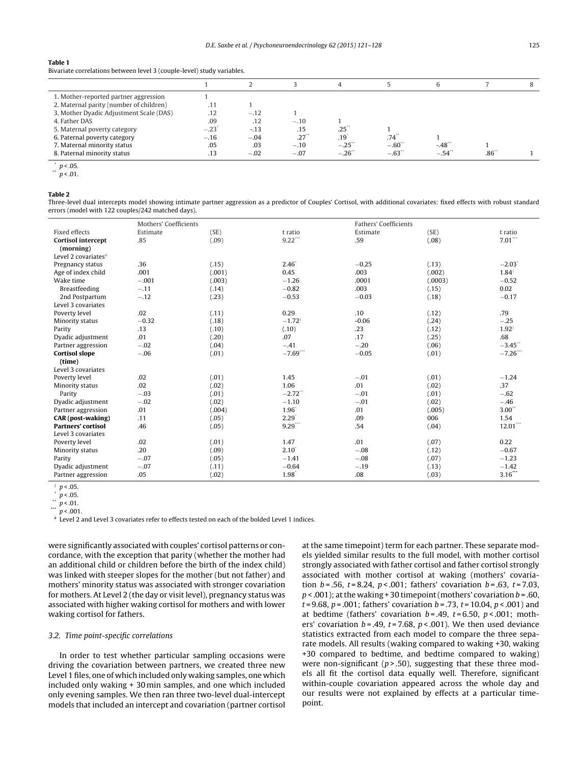**Table 1**
Bivariate correlations between level 3 (couple-level) study variables.

| | 1 | 2 | 3 | 4 | 5 | 6 | 7 | 8 |
|---|---|---|---|---|---|---|---|---|
| 1. Mother-reported partner aggression | 1 | | | | | | | |
| 2. Maternal parity (number of children) | .11 | 1 | | | | | | |
| 3. Mother Dyadic Adjustment Scale (DAS) | .12 | −.12 | 1 | | | | | |
| 4. Father DAS | .09 | .12 | −.10 | 1 | | | | |
| 5. Maternal poverty category | −.23* | -.13 | .15 | .25** | 1 | | | |
| 6. Paternal poverty category | −.16 | −.04 | .27** | .19* | .74** | 1 | | |
| 7. Maternal minority status | .05 | .03 | −.10 | −.25** | −.60** | -.48** | 1 | |
| 8. Paternal minority status | .13 | −.02 | −.07 | −.26** | −.63** | −.54** | .86** | 1 |

\* $p < .05$.
\*\* $p < .01$.

**Table 2**
Three-level dual intercepts model showing intimate partner aggression as a predictor of Couples' Cortisol, with additional covariates: fixed effects with robust standard errors (model with 122 couples/242 matched days).

| | Mothers' Coefficients | | | Fathers' Coefficients | | |
|---|---|---|---|---|---|---|
| Fixed effects | Estimate | (SE) | t ratio | Estimate | (SE) | t ratio |
| **Cortisol intercept (morning)** | .85 | (.09) | 9.22*** | .59 | (.08) | 7.01*** |
| Level 2 covariates[a] | | | | | | |
| Pregnancy status | .36 | (.15) | 2.46* | −0.25 | (.13) | −2.03* |
| Age of index child | .001 | (.001) | 0.45 | .003 | (.002) | 1.84† |
| Wake time | −.001 | (.003) | −1.26 | .0001 | (.0003) | −0.52 |
| Breastfeeding | −.11 | (.14) | −0.82 | .003 | (.15) | 0.02 |
| 2nd Postpartum | −.12 | (.23) | −0.53 | −0.03 | (.18) | −0.17 |
| Level 3 covariates | | | | | | |
| Poverty level | .02 | (.11) | 0.29 | .10 | (.12) | .79 |
| Minority status | −0.32 | (.18) | −1.72† | -0.06 | (.24) | −.25 |
| Parity | .13 | (.10) | (.10) | .23 | (.12) | 1.92† |
| Dyadic adjustment | .01 | (.20) | .07 | .17 | (.25) | .68 |
| Partner aggression | −.02 | (.04) | −.41 | −.20 | (.06) | −3.45** |
| **Cortisol slope (time)** | −.06 | (.01) | −7.69*** | −0.05 | (.01) | −7.26*** |
| Level 3 covariates | | | | | | |
| Poverty level | .02 | (.01) | 1.45 | −.01 | (.01) | −1.24 |
| Minority status | .02 | (.02) | 1.06 | .01 | (.02) | .37 |
| Parity | −.03 | (.01) | −2.72** | −.01 | (.01) | −.62 |
| Dyadic adjustment | −.02 | (.02) | −1.10 | −.01 | (.02) | −.46 |
| Partner aggression | .01 | (.004) | 1.96* | .01 | (.005) | 3.00** |
| **CAR (post-waking)** | .11 | (.05) | 2.29* | .09 | 006 | 1.54 |
| **Partners' cortisol** | .46 | (.05) | 9.29*** | .54 | (.04) | 12.01*** |
| Level 3 covariates | | | | | | |
| Poverty level | .02 | (.01) | 1.47 | .01 | (.07) | 0.22 |
| Minority status | .20 | (.09) | 2.10* | −.08 | (.12) | −0.67 |
| Parity | −.07 | (.05) | −1.41 | −.08 | (.07) | −1.23 |
| Dyadic adjustment | −.07 | (.11) | −0.64 | −.19 | (.13) | −1.42 |
| Partner aggression | .05 | (.02) | 1.98* | .08 | (.03) | 3.16*** |

† $p < .05$.
\* $p < .05$.
\*\* $p < .01$.
\*\*\* $p < .001$.
[a] Level 2 and Level 3 covariates refer to effects tested on each of the bolded Level 1 indices.

were significantly associated with couples' cortisol patterns or concordance, with the exception that parity (whether the mother had an additional child or children before the birth of the index child) was linked with steeper slopes for the mother (but not father) and mothers' minority status was associated with stronger covariation for mothers. At Level 2 (the day or visit level), pregnancy status was associated with higher waking cortisol for mothers and with lower waking cortisol for fathers.

### 3.2. Time point-specific correlations

In order to test whether particular sampling occasions were driving the covariation between partners, we created three new Level 1 files, one of which included only waking samples, one which included only waking + 30 min samples, and one which included only evening samples. We then ran three two-level dual-intercept models that included an intercept and covariation (partner cortisol at the same timepoint) term for each partner. These separate models yielded similar results to the full model, with mother cortisol strongly associated with father cortisol and father cortisol strongly associated with mother cortisol at waking (mothers' covariation $b = .56$, $t = 8.24$, $p < .001$; fathers' covariation $b = .63$, $t = 7.03$, $p < .001$); at the waking + 30 timepoint (mothers' covariation $b = .60$, $t = 9.68$, $p = .001$; fathers' covariation $b = .73$, $t = 10.04$, $p < .001$) and at bedtime (fathers' covariation $b = .49$, $t = 6.50$, $p < .001$; mothers' covariation $b = .49$, $t = 7.68$, $p < .001$). We then used deviance statistics extracted from each model to compare the three separate models. All results (waking compared to waking +30, waking +30 compared to bedtime, and bedtime compared to waking) were non-significant ($p > .50$), suggesting that these three models all fit the cortisol data equally well. Therefore, significant within-couple covariation appeared across the whole day and our results were not explained by effects at a particular timepoint.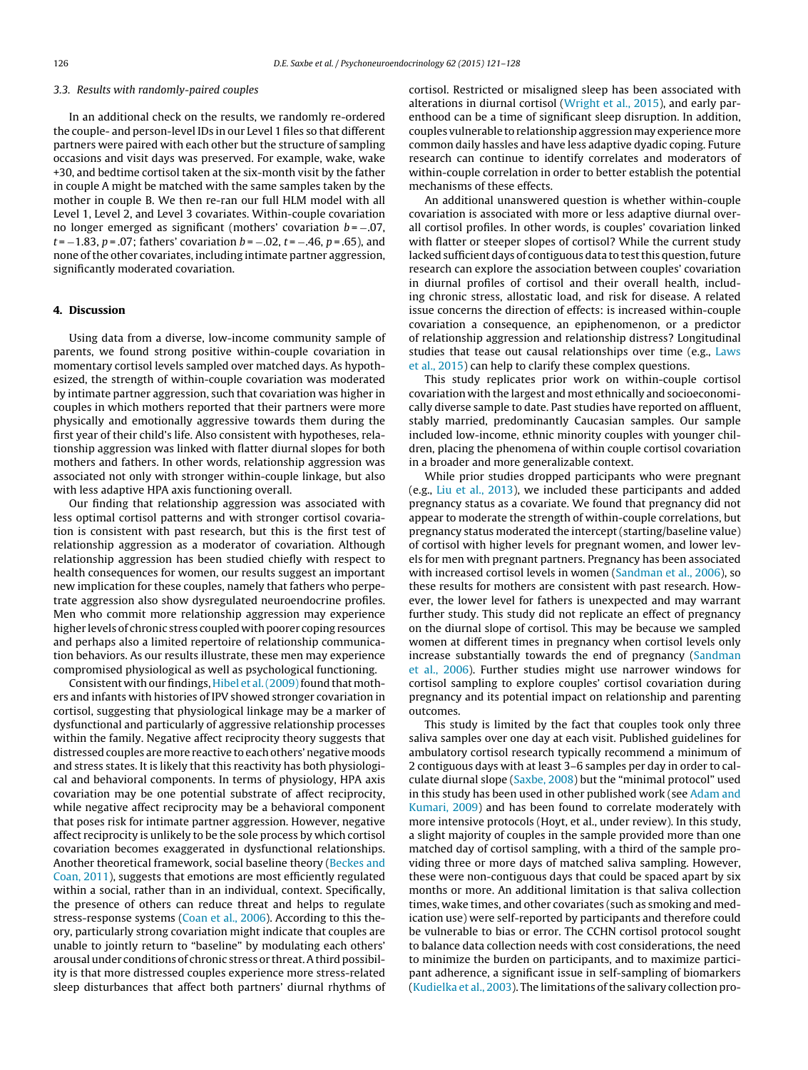### 3.3. Results with randomly-paired couples

In an additional check on the results, we randomly re-ordered the couple- and person-level IDs in our Level 1 files so that different partners were paired with each other but the structure of sampling occasions and visit days was preserved. For example, wake, wake +30, and bedtime cortisol taken at the six-month visit by the father in couple A might be matched with the same samples taken by the mother in couple B. We then re-ran our full HLM model with all Level 1, Level 2, and Level 3 covariates. Within-couple covariation no longer emerged as significant (mothers' covariation $b = -.07$, $t = -1.83$, $p = .07$; fathers' covariation $b = -.02$, $t = -.46$, $p = .65$), and none of the other covariates, including intimate partner aggression, significantly moderated covariation.

## 4. Discussion

Using data from a diverse, low-income community sample of parents, we found strong positive within-couple covariation in momentary cortisol levels sampled over matched days. As hypothesized, the strength of within-couple covariation was moderated by intimate partner aggression, such that covariation was higher in couples in which mothers reported that their partners were more physically and emotionally aggressive towards them during the first year of their child's life. Also consistent with hypotheses, relationship aggression was linked with flatter diurnal slopes for both mothers and fathers. In other words, relationship aggression was associated not only with stronger within-couple linkage, but also with less adaptive HPA axis functioning overall.

Our finding that relationship aggression was associated with less optimal cortisol patterns and with stronger cortisol covariation is consistent with past research, but this is the first test of relationship aggression as a moderator of covariation. Although relationship aggression has been studied chiefly with respect to health consequences for women, our results suggest an important new implication for these couples, namely that fathers who perpetrate aggression also show dysregulated neuroendocrine profiles. Men who commit more relationship aggression may experience higher levels of chronic stress coupled with poorer coping resources and perhaps also a limited repertoire of relationship communication behaviors. As our results illustrate, these men may experience compromised physiological as well as psychological functioning.

Consistent with our findings, Hibel et al. (2009) found that mothers and infants with histories of IPV showed stronger covariation in cortisol, suggesting that physiological linkage may be a marker of dysfunctional and particularly of aggressive relationship processes within the family. Negative affect reciprocity theory suggests that distressed couples are more reactive to each others' negative moods and stress states. It is likely that this reactivity has both physiological and behavioral components. In terms of physiology, HPA axis covariation may be one potential substrate of affect reciprocity, while negative affect reciprocity may be a behavioral component that poses risk for intimate partner aggression. However, negative affect reciprocity is unlikely to be the sole process by which cortisol covariation becomes exaggerated in dysfunctional relationships. Another theoretical framework, social baseline theory (Beckes and Coan, 2011), suggests that emotions are most efficiently regulated within a social, rather than in an individual, context. Specifically, the presence of others can reduce threat and helps to regulate stress-response systems (Coan et al., 2006). According to this theory, particularly strong covariation might indicate that couples are unable to jointly return to "baseline" by modulating each others' arousal under conditions of chronic stress or threat. A third possibility is that more distressed couples experience more stress-related sleep disturbances that affect both partners' diurnal rhythms of cortisol. Restricted or misaligned sleep has been associated with alterations in diurnal cortisol (Wright et al., 2015), and early parenthood can be a time of significant sleep disruption. In addition, couples vulnerable to relationship aggression may experience more common daily hassles and have less adaptive dyadic coping. Future research can continue to identify correlates and moderators of within-couple correlation in order to better establish the potential mechanisms of these effects.

An additional unanswered question is whether within-couple covariation is associated with more or less adaptive diurnal overall cortisol profiles. In other words, is couples' covariation linked with flatter or steeper slopes of cortisol? While the current study lacked sufficient days of contiguous data to test this question, future research can explore the association between couples' covariation in diurnal profiles of cortisol and their overall health, including chronic stress, allostatic load, and risk for disease. A related issue concerns the direction of effects: is increased within-couple covariation a consequence, an epiphenomenon, or a predictor of relationship aggression and relationship distress? Longitudinal studies that tease out causal relationships over time (e.g., Laws et al., 2015) can help to clarify these complex questions.

This study replicates prior work on within-couple cortisol covariation with the largest and most ethnically and socioeconomically diverse sample to date. Past studies have reported on affluent, stably married, predominantly Caucasian samples. Our sample included low-income, ethnic minority couples with younger children, placing the phenomena of within couple cortisol covariation in a broader and more generalizable context.

While prior studies dropped participants who were pregnant (e.g., Liu et al., 2013), we included these participants and added pregnancy status as a covariate. We found that pregnancy did not appear to moderate the strength of within-couple correlations, but pregnancy status moderated the intercept (starting/baseline value) of cortisol with higher levels for pregnant women, and lower levels for men with pregnant partners. Pregnancy has been associated with increased cortisol levels in women (Sandman et al., 2006), so these results for mothers are consistent with past research. However, the lower level for fathers is unexpected and may warrant further study. This study did not replicate an effect of pregnancy on the diurnal slope of cortisol. This may be because we sampled women at different times in pregnancy when cortisol levels only increase substantially towards the end of pregnancy (Sandman et al., 2006). Further studies might use narrower windows for cortisol sampling to explore couples' cortisol covariation during pregnancy and its potential impact on relationship and parenting outcomes.

This study is limited by the fact that couples took only three saliva samples over one day at each visit. Published guidelines for ambulatory cortisol research typically recommend a minimum of 2 contiguous days with at least 3–6 samples per day in order to calculate diurnal slope (Saxbe, 2008) but the "minimal protocol" used in this study has been used in other published work (see Adam and Kumari, 2009) and has been found to correlate moderately with more intensive protocols (Hoyt, et al., under review). In this study, a slight majority of couples in the sample provided more than one matched day of cortisol sampling, with a third of the sample providing three or more days of matched saliva sampling. However, these were non-contiguous days that could be spaced apart by six months or more. An additional limitation is that saliva collection times, wake times, and other covariates (such as smoking and medication use) were self-reported by participants and therefore could be vulnerable to bias or error. The CCHN cortisol protocol sought to balance data collection needs with cost considerations, the need to minimize the burden on participants, and to maximize participant adherence, a significant issue in self-sampling of biomarkers (Kudielka et al., 2003). The limitations of the salivary collection pro-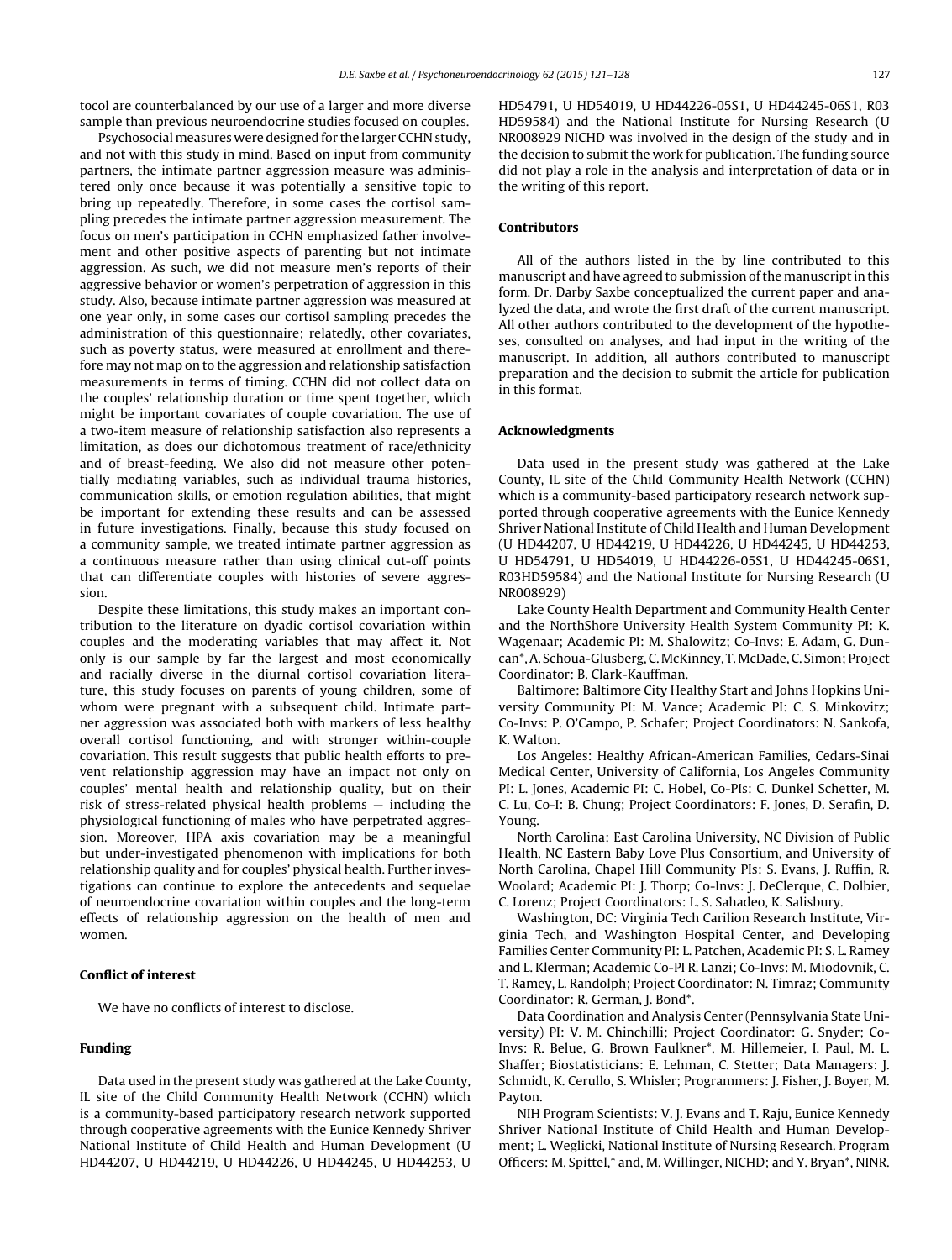tocol are counterbalanced by our use of a larger and more diverse sample than previous neuroendocrine studies focused on couples.

Psychosocial measures were designed for the larger CCHN study, and not with this study in mind. Based on input from community partners, the intimate partner aggression measure was administered only once because it was potentially a sensitive topic to bring up repeatedly. Therefore, in some cases the cortisol sampling precedes the intimate partner aggression measurement. The focus on men's participation in CCHN emphasized father involvement and other positive aspects of parenting but not intimate aggression. As such, we did not measure men's reports of their aggressive behavior or women's perpetration of aggression in this study. Also, because intimate partner aggression was measured at one year only, in some cases our cortisol sampling precedes the administration of this questionnaire; relatedly, other covariates, such as poverty status, were measured at enrollment and therefore may not map on to the aggression and relationship satisfaction measurements in terms of timing. CCHN did not collect data on the couples' relationship duration or time spent together, which might be important covariates of couple covariation. The use of a two-item measure of relationship satisfaction also represents a limitation, as does our dichotomous treatment of race/ethnicity and of breast-feeding. We also did not measure other potentially mediating variables, such as individual trauma histories, communication skills, or emotion regulation abilities, that might be important for extending these results and can be assessed in future investigations. Finally, because this study focused on a community sample, we treated intimate partner aggression as a continuous measure rather than using clinical cut-off points that can differentiate couples with histories of severe aggression.

Despite these limitations, this study makes an important contribution to the literature on dyadic cortisol covariation within couples and the moderating variables that may affect it. Not only is our sample by far the largest and most economically and racially diverse in the diurnal cortisol covariation literature, this study focuses on parents of young children, some of whom were pregnant with a subsequent child. Intimate partner aggression was associated both with markers of less healthy overall cortisol functioning, and with stronger within-couple covariation. This result suggests that public health efforts to prevent relationship aggression may have an impact not only on couples' mental health and relationship quality, but on their risk of stress-related physical health problems — including the physiological functioning of males who have perpetrated aggression. Moreover, HPA axis covariation may be a meaningful but under-investigated phenomenon with implications for both relationship quality and for couples' physical health. Further investigations can continue to explore the antecedents and sequelae of neuroendocrine covariation within couples and the long-term effects of relationship aggression on the health of men and women.

## Conflict of interest

We have no conflicts of interest to disclose.

## Funding

Data used in the present study was gathered at the Lake County, IL site of the Child Community Health Network (CCHN) which is a community-based participatory research network supported through cooperative agreements with the Eunice Kennedy Shriver National Institute of Child Health and Human Development (U HD44207, U HD44219, U HD44226, U HD44245, U HD44253, U HD54791, U HD54019, U HD44226-05S1, U HD44245-06S1, R03 HD59584) and the National Institute for Nursing Research (U NR008929 NICHD was involved in the design of the study and in the decision to submit the work for publication. The funding source did not play a role in the analysis and interpretation of data or in the writing of this report.

## Contributors

All of the authors listed in the by line contributed to this manuscript and have agreed to submission of the manuscript in this form. Dr. Darby Saxbe conceptualized the current paper and analyzed the data, and wrote the first draft of the current manuscript. All other authors contributed to the development of the hypotheses, consulted on analyses, and had input in the writing of the manuscript. In addition, all authors contributed to manuscript preparation and the decision to submit the article for publication in this format.

## Acknowledgments

Data used in the present study was gathered at the Lake County, IL site of the Child Community Health Network (CCHN) which is a community-based participatory research network supported through cooperative agreements with the Eunice Kennedy Shriver National Institute of Child Health and Human Development (U HD44207, U HD44219, U HD44226, U HD44245, U HD44253, U HD54791, U HD54019, U HD44226-05S1, U HD44245-06S1, R03HD59584) and the National Institute for Nursing Research (U NR008929)

Lake County Health Department and Community Health Center and the NorthShore University Health System Community PI: K. Wagenaar; Academic PI: M. Shalowitz; Co-Invs: E. Adam, G. Duncan*, A. Schoua-Glusberg, C. McKinney, T. McDade, C. Simon; Project Coordinator: B. Clark-Kauffman.

Baltimore: Baltimore City Healthy Start and Johns Hopkins University Community PI: M. Vance; Academic PI: C. S. Minkovitz; Co-Invs: P. O'Campo, P. Schafer; Project Coordinators: N. Sankofa, K. Walton.

Los Angeles: Healthy African-American Families, Cedars-Sinai Medical Center, University of California, Los Angeles Community PI: L. Jones, Academic PI: C. Hobel, Co-PIs: C. Dunkel Schetter, M. C. Lu, Co-I: B. Chung; Project Coordinators: F. Jones, D. Serafin, D. Young.

North Carolina: East Carolina University, NC Division of Public Health, NC Eastern Baby Love Plus Consortium, and University of North Carolina, Chapel Hill Community PIs: S. Evans, J. Ruffin, R. Woolard; Academic PI: J. Thorp; Co-Invs: J. DeClerque, C. Dolbier, C. Lorenz; Project Coordinators: L. S. Sahadeo, K. Salisbury.

Washington, DC: Virginia Tech Carilion Research Institute, Virginia Tech, and Washington Hospital Center, and Developing Families Center Community PI: L. Patchen, Academic PI: S. L. Ramey and L. Klerman; Academic Co-PI R. Lanzi; Co-Invs: M. Miodovnik, C. T. Ramey, L. Randolph; Project Coordinator: N. Timraz; Community Coordinator: R. German, J. Bond*.

Data Coordination and Analysis Center (Pennsylvania State University) PI: V. M. Chinchilli; Project Coordinator: G. Snyder; Co-Invs: R. Belue, G. Brown Faulkner*, M. Hillemeier, I. Paul, M. L. Shaffer; Biostatisticians: E. Lehman, C. Stetter; Data Managers: J. Schmidt, K. Cerullo, S. Whisler; Programmers: J. Fisher, J. Boyer, M. Payton.

NIH Program Scientists: V. J. Evans and T. Raju, Eunice Kennedy Shriver National Institute of Child Health and Human Development; L. Weglicki, National Institute of Nursing Research. Program Officers: M. Spittel,* and, M. Willinger, NICHD; and Y. Bryan*, NINR.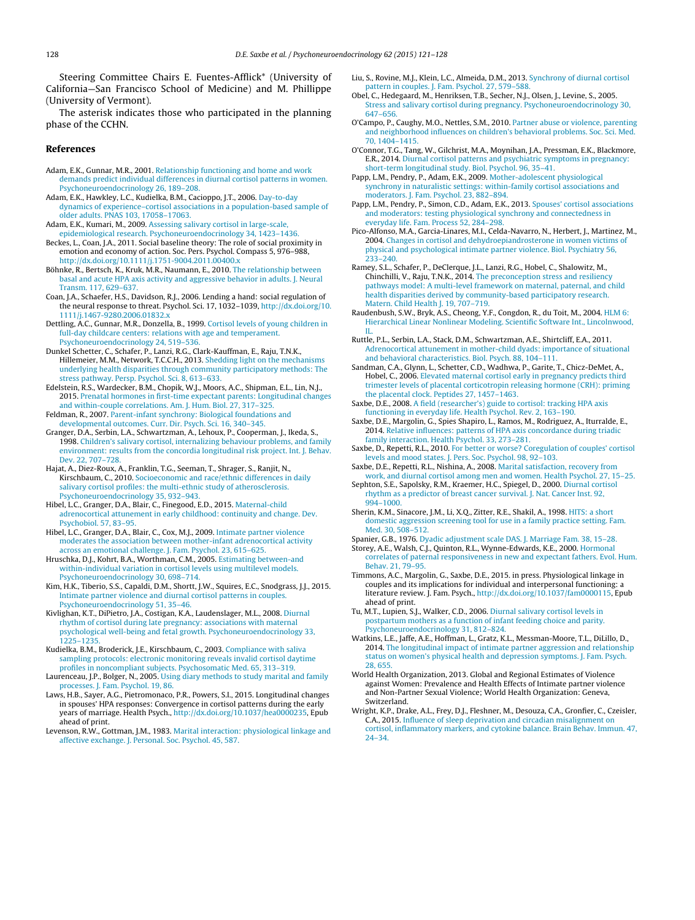Steering Committee Chairs E. Fuentes-Afflick* (University of California—San Francisco School of Medicine) and M. Phillippe (University of Vermont).

The asterisk indicates those who participated in the planning phase of the CCHN.

## References

Adam, E.K., Gunnar, M.R., 2001. Relationship functioning and home and work demands predict individual differences in diurnal cortisol patterns in women. Psychoneuroendocrinology 26, 189–208.

Adam, E.K., Hawkley, L.C., Kudielka, B.M., Cacioppo, J.T., 2006. Day-to-day dynamics of experience–cortisol associations in a population-based sample of older adults. PNAS 103, 17058–17063.

Adam, E.K., Kumari, M., 2009. Assessing salivary cortisol in large-scale, epidemiological research. Psychoneuroendocrinology 34, 1423–1436.

Beckes, L., Coan, J.A., 2011. Social baseline theory: The role of social proximity in emotion and economy of action. Soc. Pers. Psychol. Compass 5, 976–988, http://dx.doi.org/10.1111/j.1751-9004.2011.00400.x

Böhnke, R., Bertsch, K., Kruk, M.R., Naumann, E., 2010. The relationship between basal and acute HPA axis activity and aggressive behavior in adults. J. Neural Transm. 117, 629–637.

Coan, J.A., Schaefer, H.S., Davidson, R.J., 2006. Lending a hand: social regulation of the neural response to threat. Psychol. Sci. 17, 1032–1039, http://dx.doi.org/10.1111/j.1467-9280.2006.01832.x

Dettling, A.C., Gunnar, M.R., Donzella, B., 1999. Cortisol levels of young children in full-day childcare centers: relations with age and temperament. Psychoneuroendocrinology 24, 519–536.

Dunkel Schetter, C., Schafer, P., Lanzi, R.G., Clark-Kauffman, E., Raju, T.N.K., Hillemeier, M.M., Network, T.C.C.H., 2013. Shedding light on the mechanisms underlying health disparities through community participatory methods: The stress pathway. Persp. Psychol. Sci. 8, 613–633.

Edelstein, R.S., Wardecker, B.M., Chopik, W.J., Moors, A.C., Shipman, E.L., Lin, N.J., 2015. Prenatal hormones in first-time expectant parents: Longitudinal changes and within-couple correlations. Am. J. Hum. Biol. 27, 317–325.

Feldman, R., 2007. Parent-infant synchrony: Biological foundations and developmental outcomes. Curr. Dir. Psych. Sci. 16, 340–345.

Granger, D.A., Serbin, L.A., Schwartzman, A., Lehoux, P., Cooperman, J., Ikeda, S., 1998. Children's salivary cortisol, internalizing behaviour problems, and family environment: results from the concordia longitudinal risk project. Int. J. Behav. Dev. 22, 707–728.

Hajat, A., Diez-Roux, A., Franklin, T.G., Seeman, T., Shrager, S., Ranjit, N., Kirschbaum, C., 2010. Socioeconomic and race/ethnic differences in daily salivary cortisol profiles: the multi-ethnic study of atherosclerosis. Psychoneuroendocrinology 35, 932–943.

Hibel, L.C., Granger, D.A., Blair, C., Finegood, E.D., 2015. Maternal-child adrenocortical attunement in early childhood: continuity and change. Dev. Psychobiol. 57, 83–95.

Hibel, L.C., Granger, D.A., Blair, C., Cox, M.J., 2009. Intimate partner violence moderates the association between mother-infant adrenocortical activity across an emotional challenge. J. Fam. Psychol. 23, 615–625.

Hruschka, D.J., Kohrt, B.A., Worthman, C.M., 2005. Estimating between-and within-individual variation in cortisol levels using multilevel models. Psychoneuroendocrinology 30, 698–714.

Kim, H.K., Tiberio, S.S., Capaldi, D.M., Shortt, J.W., Squires, E.C., Snodgrass, J.J., 2015. Intimate partner violence and diurnal cortisol patterns in couples. Psychoneuroendocrinology 51, 35–46.

Kivlighan, K.T., DiPietro, J.A., Costigan, K.A., Laudenslager, M.L., 2008. Diurnal rhythm of cortisol during late pregnancy: associations with maternal psychological well-being and fetal growth. Psychoneuroendocrinology 33, 1225–1235.

Kudielka, B.M., Broderick, J.E., Kirschbaum, C., 2003. Compliance with saliva sampling protocols: electronic monitoring reveals invalid cortisol daytime profiles in noncompliant subjects. Psychosomatic Med. 65, 313–319.

Laurenceau, J.P., Bolger, N., 2005. Using diary methods to study marital and family processes. J. Fam. Psychol. 19, 86.

Laws, H.B., Sayer, A.G., Pietromonaco, P.R., Powers, S.I., 2015. Longitudinal changes in spouses' HPA responses: Convergence in cortisol patterns during the early years of marriage. Health Psych., http://dx.doi.org/10.1037/hea0000235, Epub ahead of print.

Levenson, R.W., Gottman, J.M., 1983. Marital interaction: physiological linkage and affective exchange. J. Personal. Soc. Psychol. 45, 587.

Liu, S., Rovine, M.J., Klein, L.C., Almeida, D.M., 2013. Synchrony of diurnal cortisol pattern in couples. J. Fam. Psychol. 27, 579–588.

Obel, C., Hedegaard, M., Henriksen, T.B., Secher, N.J., Olsen, J., Levine, S., 2005. Stress and salivary cortisol during pregnancy. Psychoneuroendocrinology 30, 647–656.

O'Campo, P., Caughy, M.O., Nettles, S.M., 2010. Partner abuse or violence, parenting and neighborhood influences on children's behavioral problems. Soc. Sci. Med. 70, 1404–1415.

O'Connor, T.G., Tang, W., Gilchrist, M.A., Moynihan, J.A., Pressman, E.K., Blackmore, E.R., 2014. Diurnal cortisol patterns and psychiatric symptoms in pregnancy: short-term longitudinal study. Biol. Psychol. 96, 35–41.

Papp, L.M., Pendry, P., Adam, E.K., 2009. Mother-adolescent physiological synchrony in naturalistic settings: within-family cortisol associations and moderators. J. Fam. Psychol. 23, 882–894.

Papp, L.M., Pendry, P., Simon, C.D., Adam, E.K., 2013. Spouses' cortisol associations and moderators: testing physiological synchrony and connectedness in everyday life. Fam. Process 52, 284–298.

Pico-Alfonso, M.A., Garcia-Linares, M.I., Celda-Navarro, N., Herbert, J., Martinez, M., 2004. Changes in cortisol and dehydroepiandrosterone in women victims of physical and psychological intimate partner violence. Biol. Psychiatry 56, 233–240.

Ramey, S.L., Schafer, P., DeClerque, J.L., Lanzi, R.G., Hobel, C., Shalowitz, M., Chinchilli, V., Raju, T.N.K., 2014. The preconception stress and resiliency pathways model: A multi-level framework on maternal, paternal, and child health disparities derived by community-based participatory research. Matern. Child Health J. 19, 707–719.

Raudenbush, S.W., Bryk, A.S., Cheong, Y.F., Congdon, R., du Toit, M., 2004. HLM 6: Hierarchical Linear Nonlinear Modeling. Scientific Software Int., Lincolnwood, IL.

Ruttle, P.L., Serbin, L.A., Stack, D.M., Schwartzman, A.E., Shirtcliff, E.A., 2011. Adrenocortical attunement in mother-child dyads: importance of situational and behavioral characteristics. Biol. Psych. 88, 104–111.

Sandman, C.A., Glynn, L., Schetter, C.D., Wadhwa, P., Garite, T., Chicz-DeMet, A., Hobel, C., 2006. Elevated maternal cortisol early in pregnancy predicts third trimester levels of placental corticotropin releasing hormone (CRH): priming the placental clock. Peptides 27, 1457–1463.

Saxbe, D.E., 2008. A field (researcher's) guide to cortisol: tracking HPA axis functioning in everyday life. Health Psychol. Rev. 2, 163–190.

Saxbe, D.E., Margolin, G., Spies Shapiro, L., Ramos, M., Rodriguez, A., Iturralde, E., 2014. Relative influences: patterns of HPA axis concordance during triadic family interaction. Health Psychol. 33, 273–281.

Saxbe, D., Repetti, R.L., 2010. For better or worse? Coregulation of couples' cortisol levels and mood states. J. Pers. Soc. Psychol. 98, 92–103.

Saxbe, D.E., Repetti, R.L., Nishina, A., 2008. Marital satisfaction, recovery from work, and diurnal cortisol among men and women. Health Psychol. 27, 15–25.

Sephton, S.E., Sapolsky, R.M., Kraemer, H.C., Spiegel, D., 2000. Diurnal cortisol rhythm as a predictor of breast cancer survival. J. Nat. Cancer Inst. 92, 994–1000.

Sherin, K.M., Sinacore, J.M., Li, X.Q., Zitter, R.E., Shakil, A., 1998. HITS: a short domestic aggression screening tool for use in a family practice setting. Fam. Med. 30, 508–512.

Spanier, G.B., 1976. Dyadic adjustment scale DAS. J. Marriage Fam. 38, 15–28.

Storey, A.E., Walsh, C.J., Quinton, R.L., Wynne-Edwards, K.E., 2000. Hormonal correlates of paternal responsiveness in new and expectant fathers. Evol. Hum. Behav. 21, 79–95.

Timmons, A.C., Margolin, G., Saxbe, D.E., 2015. in press. Physiological linkage in couples and its implications for individual and interpersonal functioning: a literature review. J. Fam. Psych., http://dx.doi.org/10.1037/fam0000115, Epub ahead of print.

Tu, M.T., Lupien, S.J., Walker, C.D., 2006. Diurnal salivary cortisol levels in postpartum mothers as a function of infant feeding choice and parity. Psychoneuroendocrinology 31, 812–824.

Watkins, L.E., Jaffe, A.E., Hoffman, L., Gratz, K.L., Messman-Moore, T.L., DiLillo, D., 2014. The longitudinal impact of intimate partner aggression and relationship status on women's physical health and depression symptoms. J. Fam. Psych. 28, 655.

World Health Organization, 2013. Global and Regional Estimates of Violence against Women: Prevalence and Health Effects of Intimate partner violence and Non-Partner Sexual Violence; World Health Organization: Geneva, Switzerland.

Wright, K.P., Drake, A.L., Frey, D.J., Fleshner, M., Desouza, C.A., Gronfier, C., Czeisler, C.A., 2015. Influence of sleep deprivation and circadian misalignment on cortisol, inflammatory markers, and cytokine balance. Brain Behav. Immun. 47, 24–34.